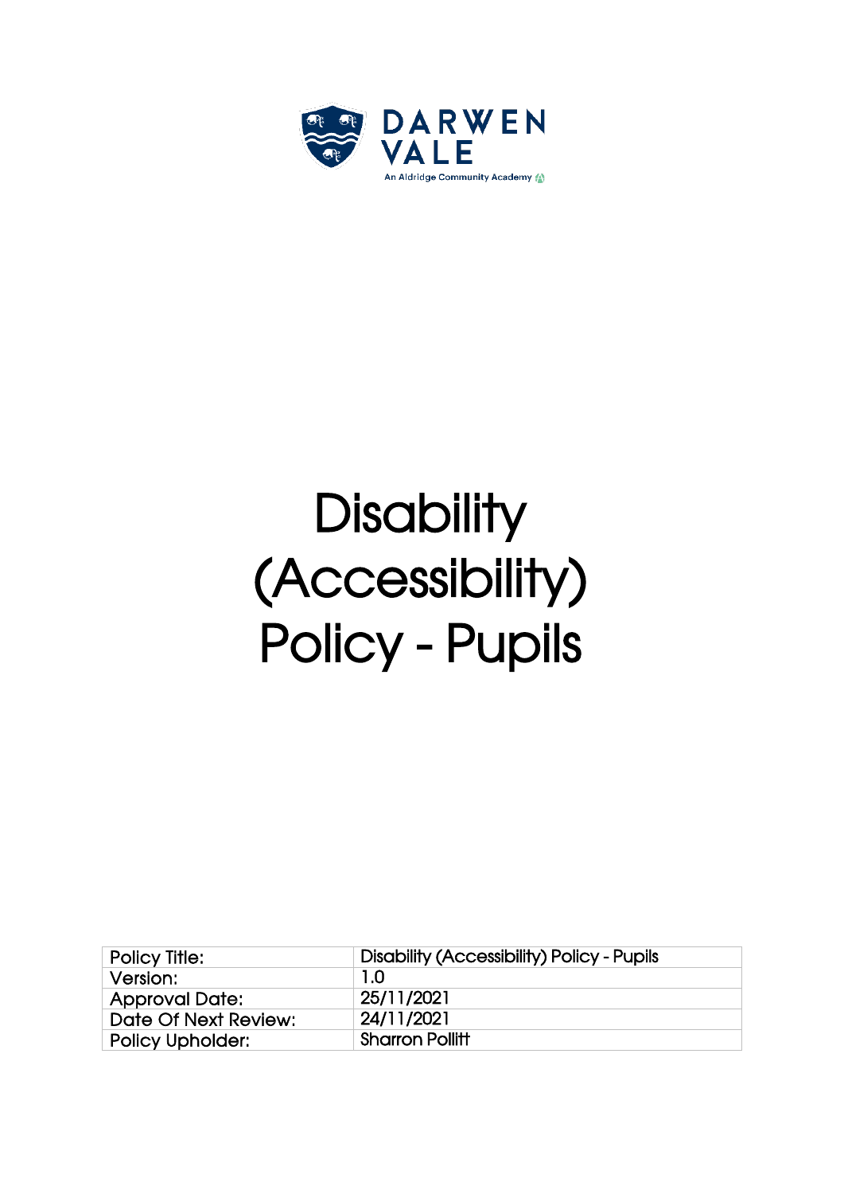DARWEN VALE

An Aldridge Community Academy

# Disability (Accessibility) Policy - Pupils

| Policy Title: | Disability (Accessibility) Policy - Pupils |
| --- | --- |
| Version: | 1.0 |
| Approval Date: | 25/11/2021 |
| Date Of Next Review: | 24/11/2021 |
| Policy Upholder: | Sharron Pollitt |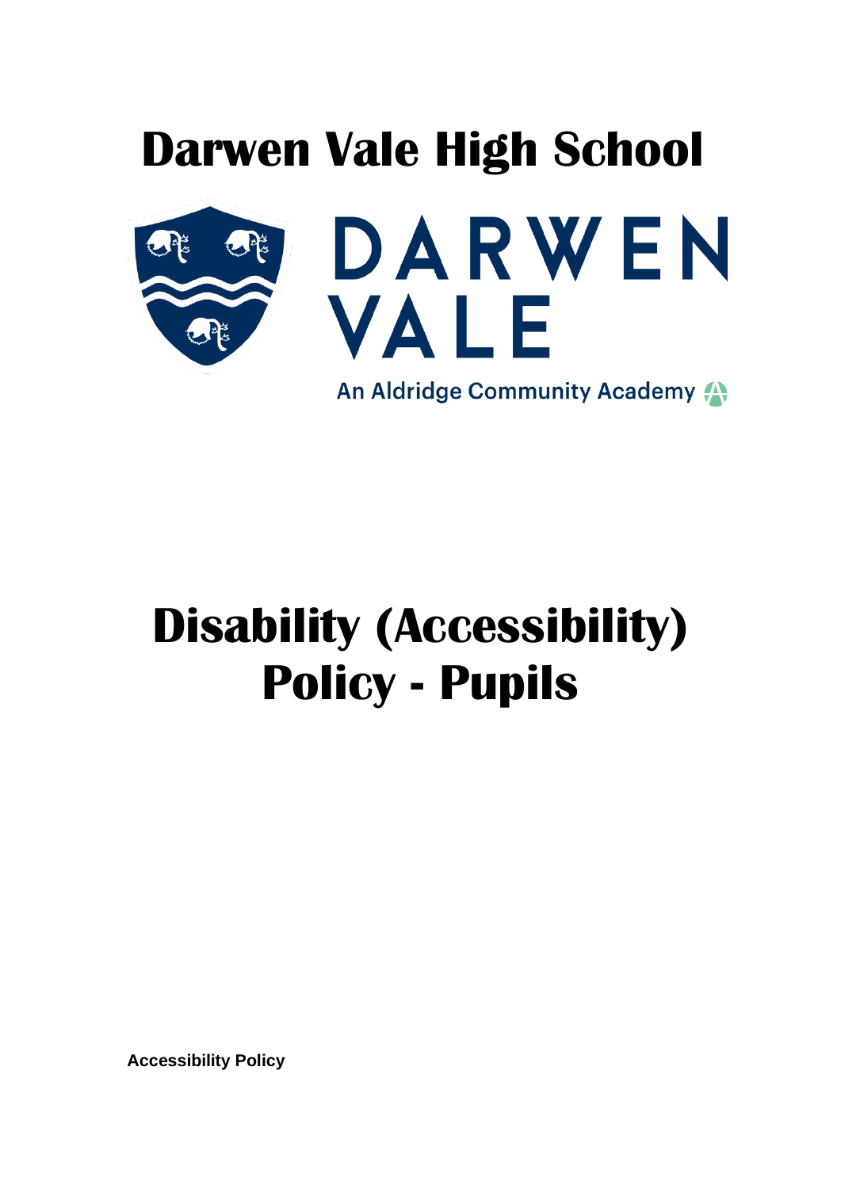# Darwen Vale High School

DARWEN VALE

An Aldridge Community Academy

# Disability (Accessibility) Policy - Pupils

**Accessibility Policy**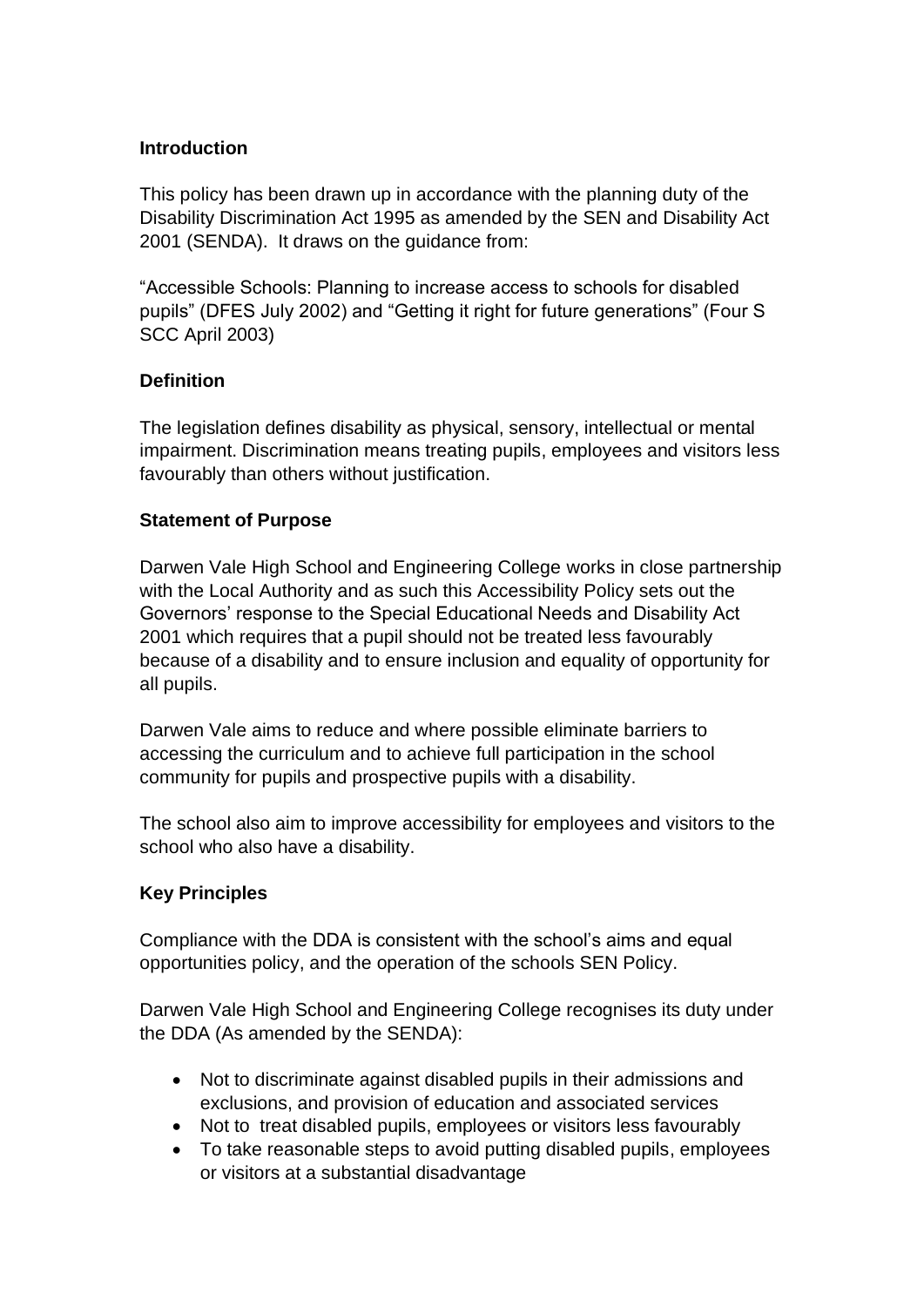**Introduction**

This policy has been drawn up in accordance with the planning duty of the Disability Discrimination Act 1995 as amended by the SEN and Disability Act 2001 (SENDA). It draws on the guidance from:

"Accessible Schools: Planning to increase access to schools for disabled pupils" (DFES July 2002) and "Getting it right for future generations" (Four S SCC April 2003)

**Definition**

The legislation defines disability as physical, sensory, intellectual or mental impairment. Discrimination means treating pupils, employees and visitors less favourably than others without justification.

**Statement of Purpose**

Darwen Vale High School and Engineering College works in close partnership with the Local Authority and as such this Accessibility Policy sets out the Governors' response to the Special Educational Needs and Disability Act 2001 which requires that a pupil should not be treated less favourably because of a disability and to ensure inclusion and equality of opportunity for all pupils.

Darwen Vale aims to reduce and where possible eliminate barriers to accessing the curriculum and to achieve full participation in the school community for pupils and prospective pupils with a disability.

The school also aim to improve accessibility for employees and visitors to the school who also have a disability.

**Key Principles**

Compliance with the DDA is consistent with the school's aims and equal opportunities policy, and the operation of the schools SEN Policy.

Darwen Vale High School and Engineering College recognises its duty under the DDA (As amended by the SENDA):

- Not to discriminate against disabled pupils in their admissions and exclusions, and provision of education and associated services
- Not to treat disabled pupils, employees or visitors less favourably
- To take reasonable steps to avoid putting disabled pupils, employees or visitors at a substantial disadvantage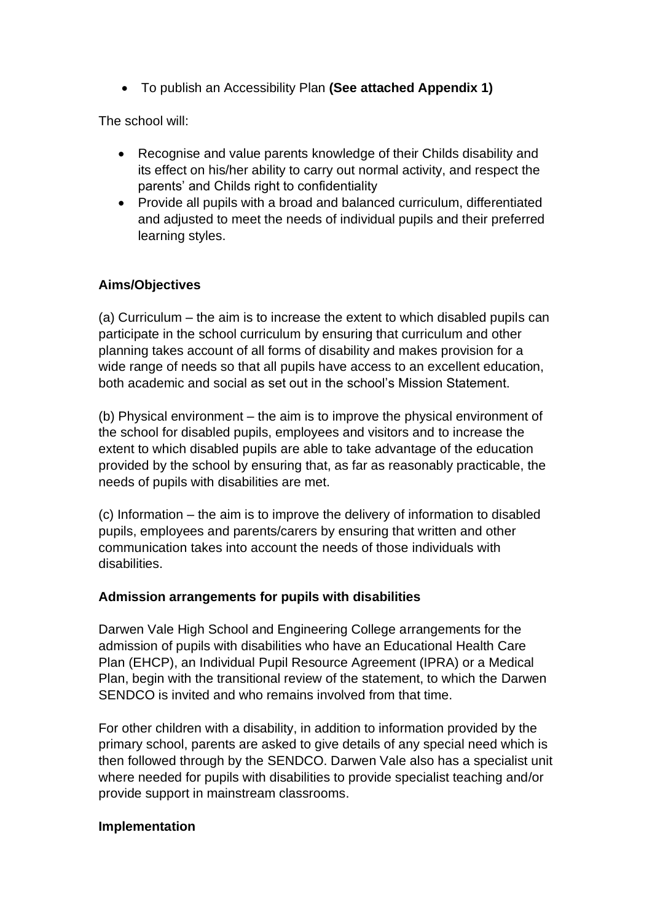- To publish an Accessibility Plan **(See attached Appendix 1)**

The school will:

- Recognise and value parents knowledge of their Childs disability and its effect on his/her ability to carry out normal activity, and respect the parents' and Childs right to confidentiality
- Provide all pupils with a broad and balanced curriculum, differentiated and adjusted to meet the needs of individual pupils and their preferred learning styles.

**Aims/Objectives**

(a) Curriculum – the aim is to increase the extent to which disabled pupils can participate in the school curriculum by ensuring that curriculum and other planning takes account of all forms of disability and makes provision for a wide range of needs so that all pupils have access to an excellent education, both academic and social as set out in the school's Mission Statement.

(b) Physical environment – the aim is to improve the physical environment of the school for disabled pupils, employees and visitors and to increase the extent to which disabled pupils are able to take advantage of the education provided by the school by ensuring that, as far as reasonably practicable, the needs of pupils with disabilities are met.

(c) Information – the aim is to improve the delivery of information to disabled pupils, employees and parents/carers by ensuring that written and other communication takes into account the needs of those individuals with disabilities.

**Admission arrangements for pupils with disabilities**

Darwen Vale High School and Engineering College arrangements for the admission of pupils with disabilities who have an Educational Health Care Plan (EHCP), an Individual Pupil Resource Agreement (IPRA) or a Medical Plan, begin with the transitional review of the statement, to which the Darwen SENDCO is invited and who remains involved from that time.

For other children with a disability, in addition to information provided by the primary school, parents are asked to give details of any special need which is then followed through by the SENDCO. Darwen Vale also has a specialist unit where needed for pupils with disabilities to provide specialist teaching and/or provide support in mainstream classrooms.

**Implementation**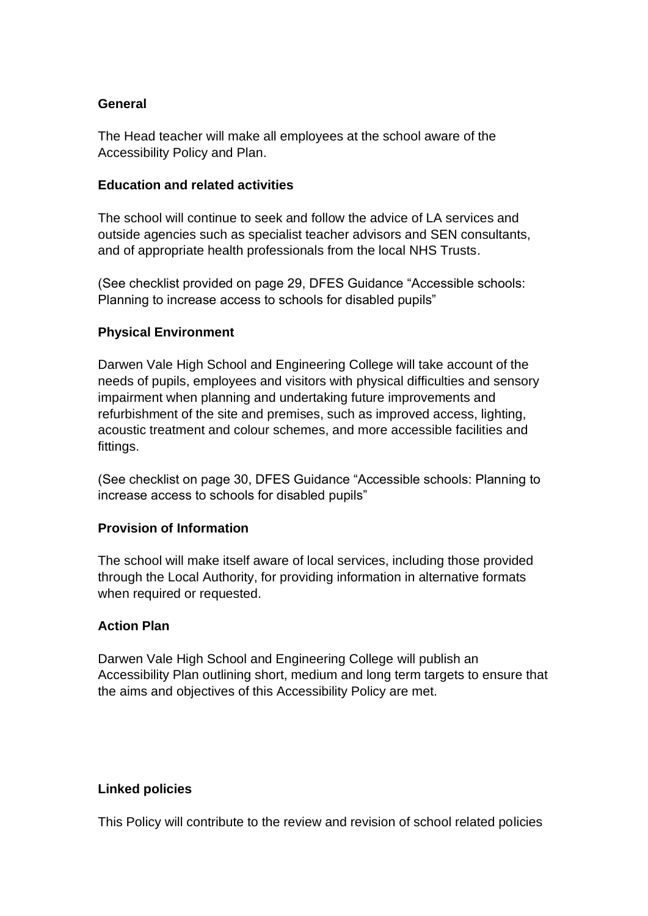**General**

The Head teacher will make all employees at the school aware of the Accessibility Policy and Plan.

**Education and related activities**

The school will continue to seek and follow the advice of LA services and outside agencies such as specialist teacher advisors and SEN consultants, and of appropriate health professionals from the local NHS Trusts.

(See checklist provided on page 29, DFES Guidance "Accessible schools: Planning to increase access to schools for disabled pupils"

**Physical Environment**

Darwen Vale High School and Engineering College will take account of the needs of pupils, employees and visitors with physical difficulties and sensory impairment when planning and undertaking future improvements and refurbishment of the site and premises, such as improved access, lighting, acoustic treatment and colour schemes, and more accessible facilities and fittings.

(See checklist on page 30, DFES Guidance "Accessible schools: Planning to increase access to schools for disabled pupils"

**Provision of Information**

The school will make itself aware of local services, including those provided through the Local Authority, for providing information in alternative formats when required or requested.

**Action Plan**

Darwen Vale High School and Engineering College will publish an Accessibility Plan outlining short, medium and long term targets to ensure that the aims and objectives of this Accessibility Policy are met.

**Linked policies**

This Policy will contribute to the review and revision of school related policies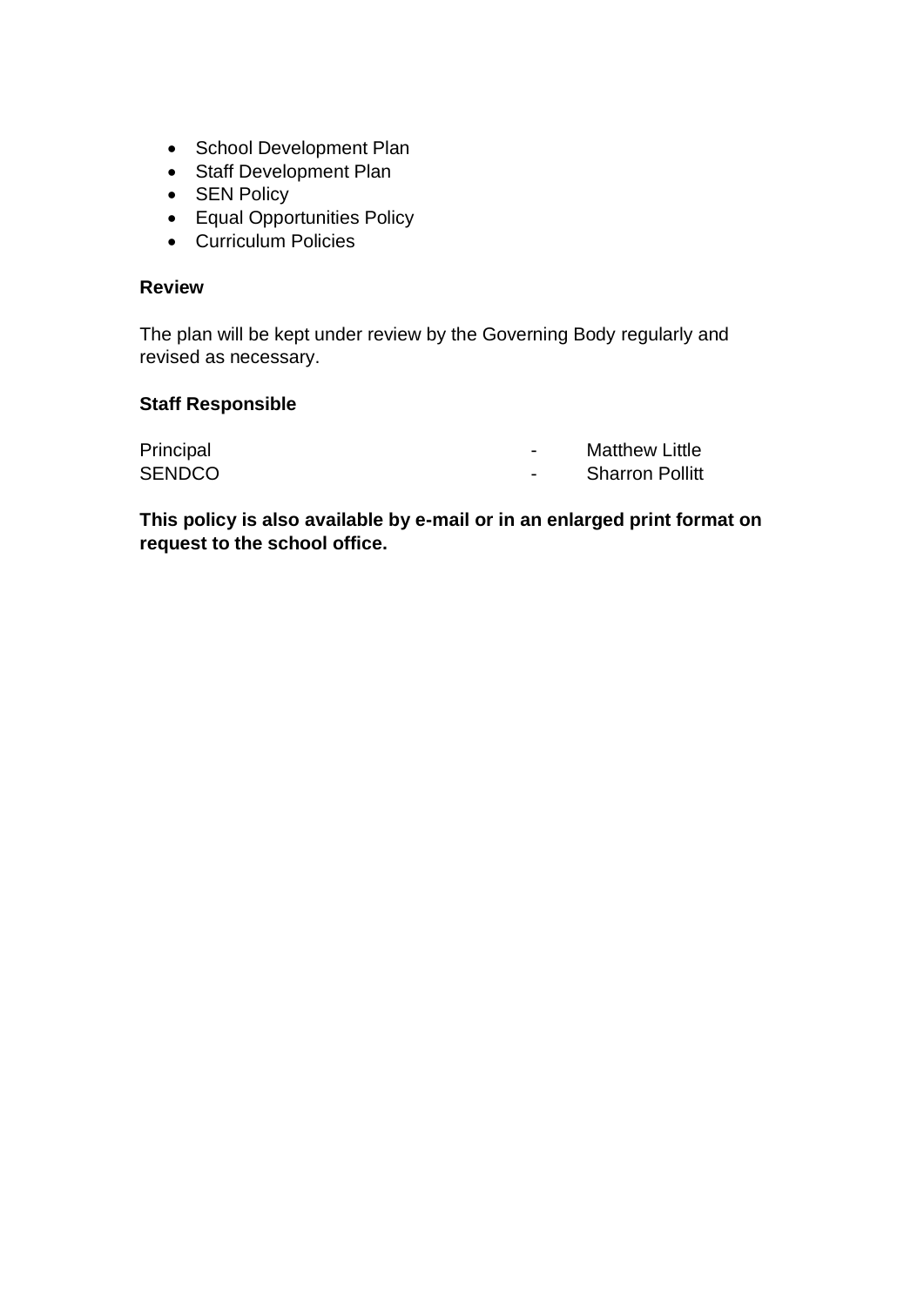- School Development Plan
- Staff Development Plan
- SEN Policy
- Equal Opportunities Policy
- Curriculum Policies

**Review**

The plan will be kept under review by the Governing Body regularly and revised as necessary.

**Staff Responsible**

Principal - Matthew Little
SENDCO - Sharron Pollitt

**This policy is also available by e-mail or in an enlarged print format on request to the school office.**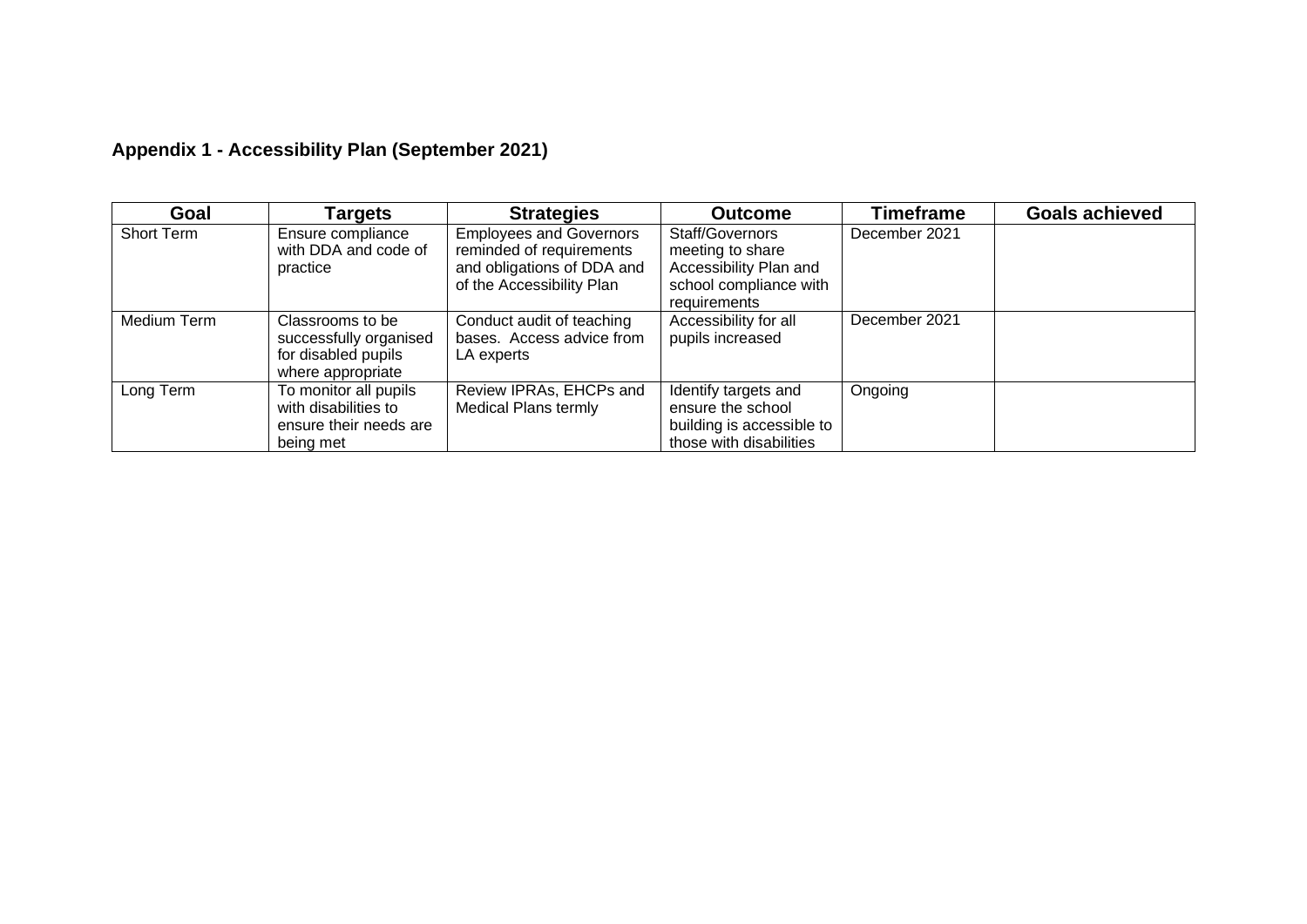**Appendix 1 - Accessibility Plan (September 2021)**

| Goal | Targets | Strategies | Outcome | Timeframe | Goals achieved |
| --- | --- | --- | --- | --- | --- |
| Short Term | Ensure compliance with DDA and code of practice | Employees and Governors reminded of requirements and obligations of DDA and of the Accessibility Plan | Staff/Governors meeting to share Accessibility Plan and school compliance with requirements | December 2021 | |
| Medium Term | Classrooms to be successfully organised for disabled pupils where appropriate | Conduct audit of teaching bases. Access advice from LA experts | Accessibility for all pupils increased | December 2021 | |
| Long Term | To monitor all pupils with disabilities to ensure their needs are being met | Review IPRAs, EHCPs and Medical Plans termly | Identify targets and ensure the school building is accessible to those with disabilities | Ongoing | |